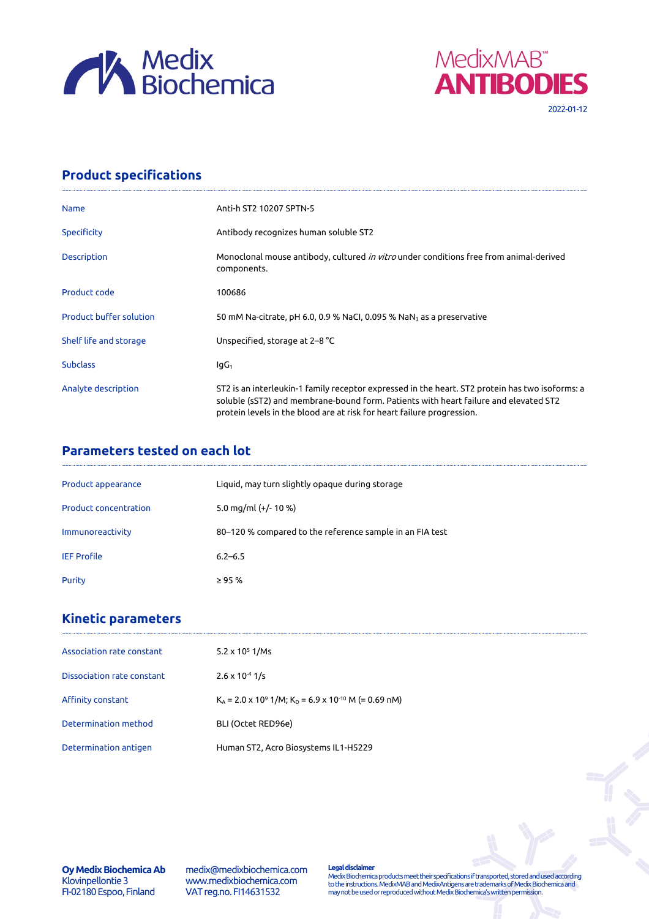Medix Biochemica

MedixMAB™ ANTIBODIES

2022-01-12

## Product specifications

| | |
|---|---|
| Name | Anti-h ST2 10207 SPTN-5 |
| Specificity | Antibody recognizes human soluble ST2 |
| Description | Monoclonal mouse antibody, cultured *in vitro* under conditions free from animal-derived components. |
| Product code | 100686 |
| Product buffer solution | 50 mM Na-citrate, pH 6.0, 0.9 % NaCl, 0.095 % $NaN_3$ as a preservative |
| Shelf life and storage | Unspecified, storage at 2–8 °C |
| Subclass | $IgG_1$ |
| Analyte description | ST2 is an interleukin-1 family receptor expressed in the heart. ST2 protein has two isoforms: a soluble (sST2) and membrane-bound form. Patients with heart failure and elevated ST2 protein levels in the blood are at risk for heart failure progression. |

## Parameters tested on each lot

| | |
|---|---|
| Product appearance | Liquid, may turn slightly opaque during storage |
| Product concentration | 5.0 mg/ml (+/- 10 %) |
| Immunoreactivity | 80–120 % compared to the reference sample in an FIA test |
| IEF Profile | 6.2–6.5 |
| Purity | ≥ 95 % |

## Kinetic parameters

| | |
|---|---|
| Association rate constant | $5.2 \times 10^5$ 1/Ms |
| Dissociation rate constant | $2.6 \times 10^{-4}$ 1/s |
| Affinity constant | $K_A = 2.0 \times 10^9$ 1/M; $K_D = 6.9 \times 10^{-10}$ M (= 0.69 nM) |
| Determination method | BLI (Octet RED96e) |
| Determination antigen | Human ST2, Acro Biosystems IL1-H5229 |

**Oy Medix Biochemica Ab**
Klovinpellontie 3
FI-02180 Espoo, Finland

medix@medixbiochemica.com
www.medixbiochemica.com
VAT reg.no. FI14631532

**Legal disclaimer**
Medix Biochemica products meet their specifications if transported, stored and used according to the instructions. MedixMAB and MedixAntigens are trademarks of Medix Biochemica and may not be used or reproduced without Medix Biochemica's written permission.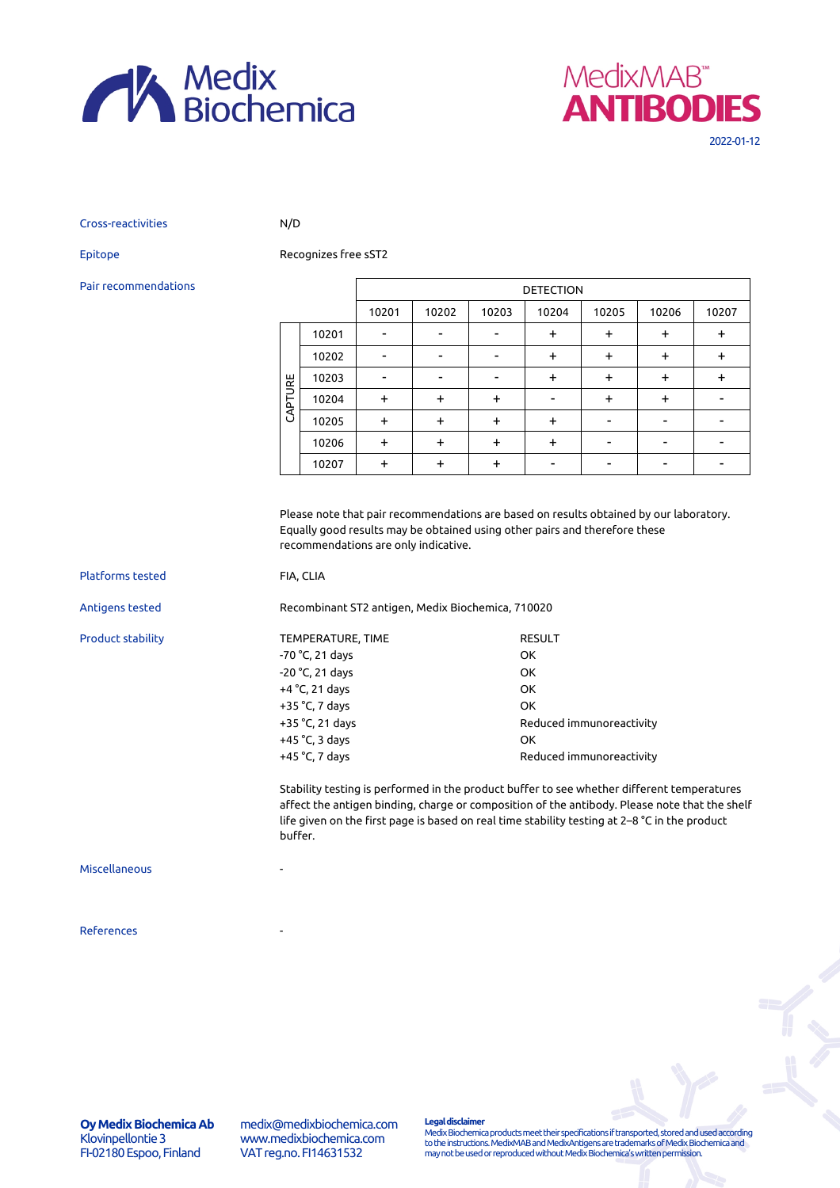Cross-reactivities: N/D

Epitope: Recognizes free sST2

Pair recommendations

| | | DETECTION | | | | | | |
|---|---|---|---|---|---|---|---|---|
| | | 10201 | 10202 | 10203 | 10204 | 10205 | 10206 | 10207 |
| CAPTURE | 10201 | - | - | - | + | + | + | + |
| | 10202 | - | - | - | + | + | + | + |
| | 10203 | - | - | - | + | + | + | + |
| | 10204 | + | + | + | - | + | + | - |
| | 10205 | + | + | + | + | - | - | - |
| | 10206 | + | + | + | + | - | - | - |
| | 10207 | + | + | + | - | - | - | - |

Please note that pair recommendations are based on results obtained by our laboratory. Equally good results may be obtained using other pairs and therefore these recommendations are only indicative.

Platforms tested: FIA, CLIA

Antigens tested: Recombinant ST2 antigen, Medix Biochemica, 710020

Product stability

| TEMPERATURE, TIME | RESULT |
|---|---|
| -70 °C, 21 days | OK |
| -20 °C, 21 days | OK |
| +4 °C, 21 days | OK |
| +35 °C, 7 days | OK |
| +35 °C, 21 days | Reduced immunoreactivity |
| +45 °C, 3 days | OK |
| +45 °C, 7 days | Reduced immunoreactivity |

Stability testing is performed in the product buffer to see whether different temperatures affect the antigen binding, charge or composition of the antibody. Please note that the shelf life given on the first page is based on real time stability testing at 2–8 °C in the product buffer.

Miscellaneous: -

References: -

**Oy Medix Biochemica Ab**
Klovinpellontie 3
FI-02180 Espoo, Finland

medix@medixbiochemica.com
www.medixbiochemica.com
VAT reg.no. FI14631532

**Legal disclaimer**
Medix Biochemica products meet their specifications if transported, stored and used according to the instructions. MedixMAB and MedixAntigens are trademarks of Medix Biochemica and may not be used or reproduced without Medix Biochemica's written permission.